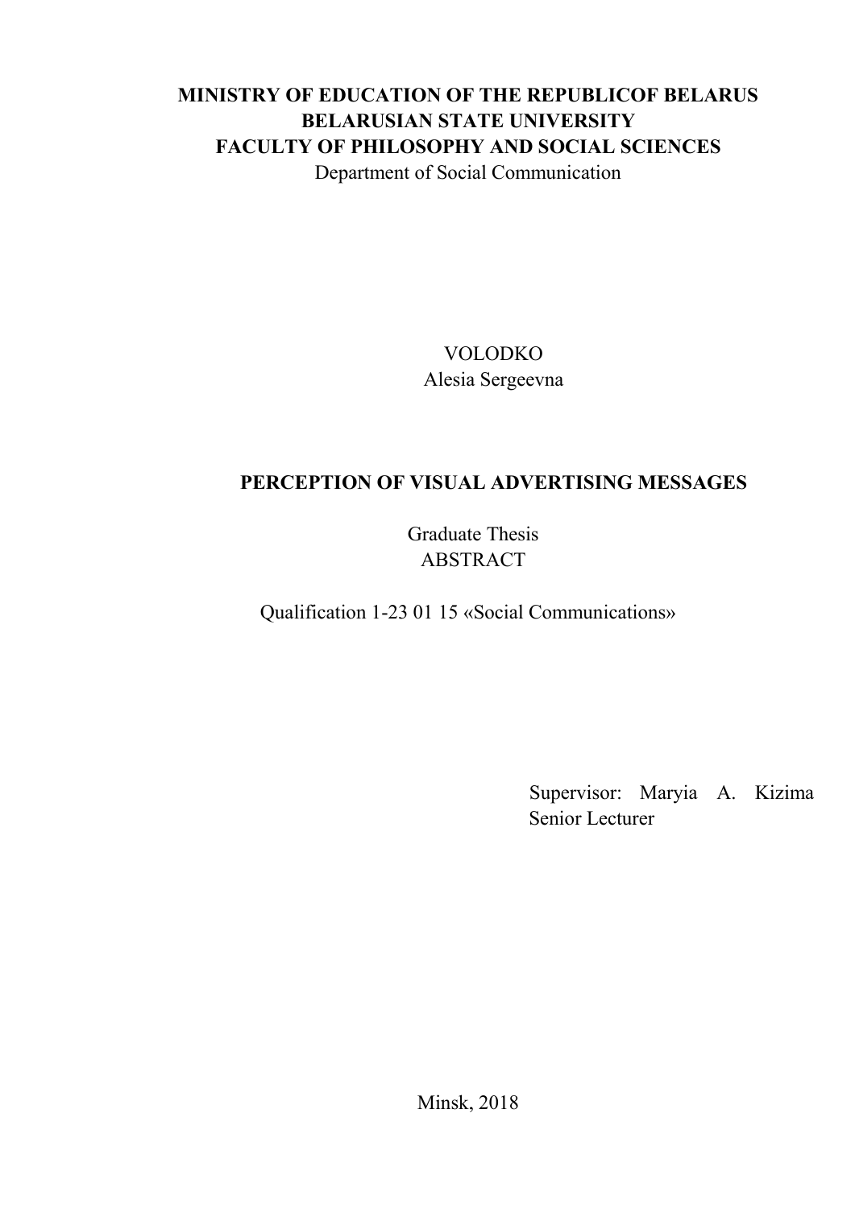**MINISTRY OF EDUCATION OF THE REPUBLICOF BELARUS**
**BELARUSIAN STATE UNIVERSITY**
**FACULTY OF PHILOSOPHY AND SOCIAL SCIENCES**
Department of Social Communication

VOLODKO
Alesia Sergeevna

# PERCEPTION OF VISUAL ADVERTISING MESSAGES

Graduate Thesis
ABSTRACT

Qualification 1-23 01 15 «Social Communications»

Supervisor: Maryia A. Kizima
Senior Lecturer

Minsk, 2018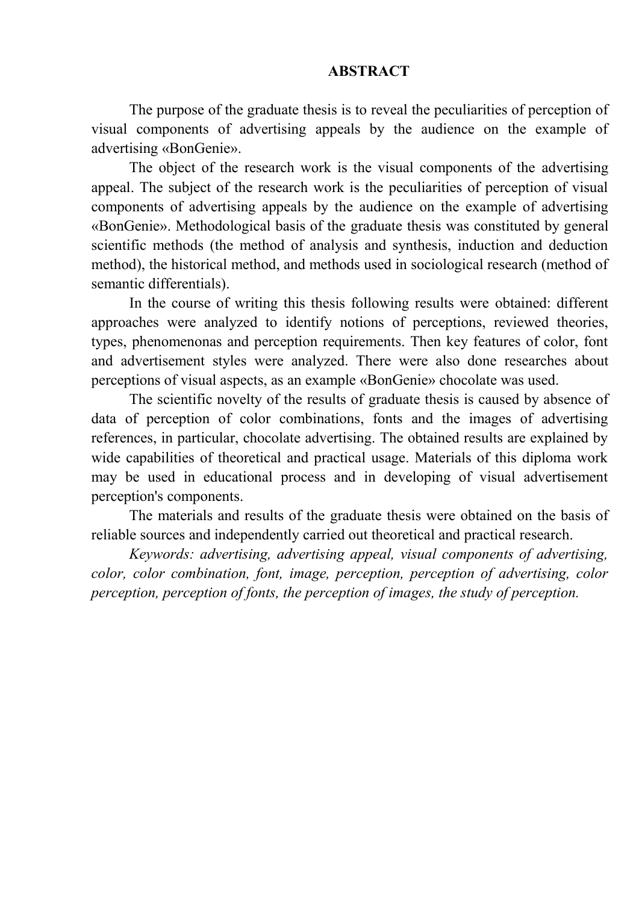# ABSTRACT

The purpose of the graduate thesis is to reveal the peculiarities of perception of visual components of advertising appeals by the audience on the example of advertising «BonGenie».

The object of the research work is the visual components of the advertising appeal. The subject of the research work is the peculiarities of perception of visual components of advertising appeals by the audience on the example of advertising «BonGenie». Methodological basis of the graduate thesis was constituted by general scientific methods (the method of analysis and synthesis, induction and deduction method), the historical method, and methods used in sociological research (method of semantic differentials).

In the course of writing this thesis following results were obtained: different approaches were analyzed to identify notions of perceptions, reviewed theories, types, phenomenonas and perception requirements. Then key features of color, font and advertisement styles were analyzed. There were also done researches about perceptions of visual aspects, as an example «BonGenie» chocolate was used.

The scientific novelty of the results of graduate thesis is caused by absence of data of perception of color combinations, fonts and the images of advertising references, in particular, chocolate advertising. The obtained results are explained by wide capabilities of theoretical and practical usage. Materials of this diploma work may be used in educational process and in developing of visual advertisement perception's components.

The materials and results of the graduate thesis were obtained on the basis of reliable sources and independently carried out theoretical and practical research.

*Keywords: advertising, advertising appeal, visual components of advertising, color, color combination, font, image, perception, perception of advertising, color perception, perception of fonts, the perception of images, the study of perception.*